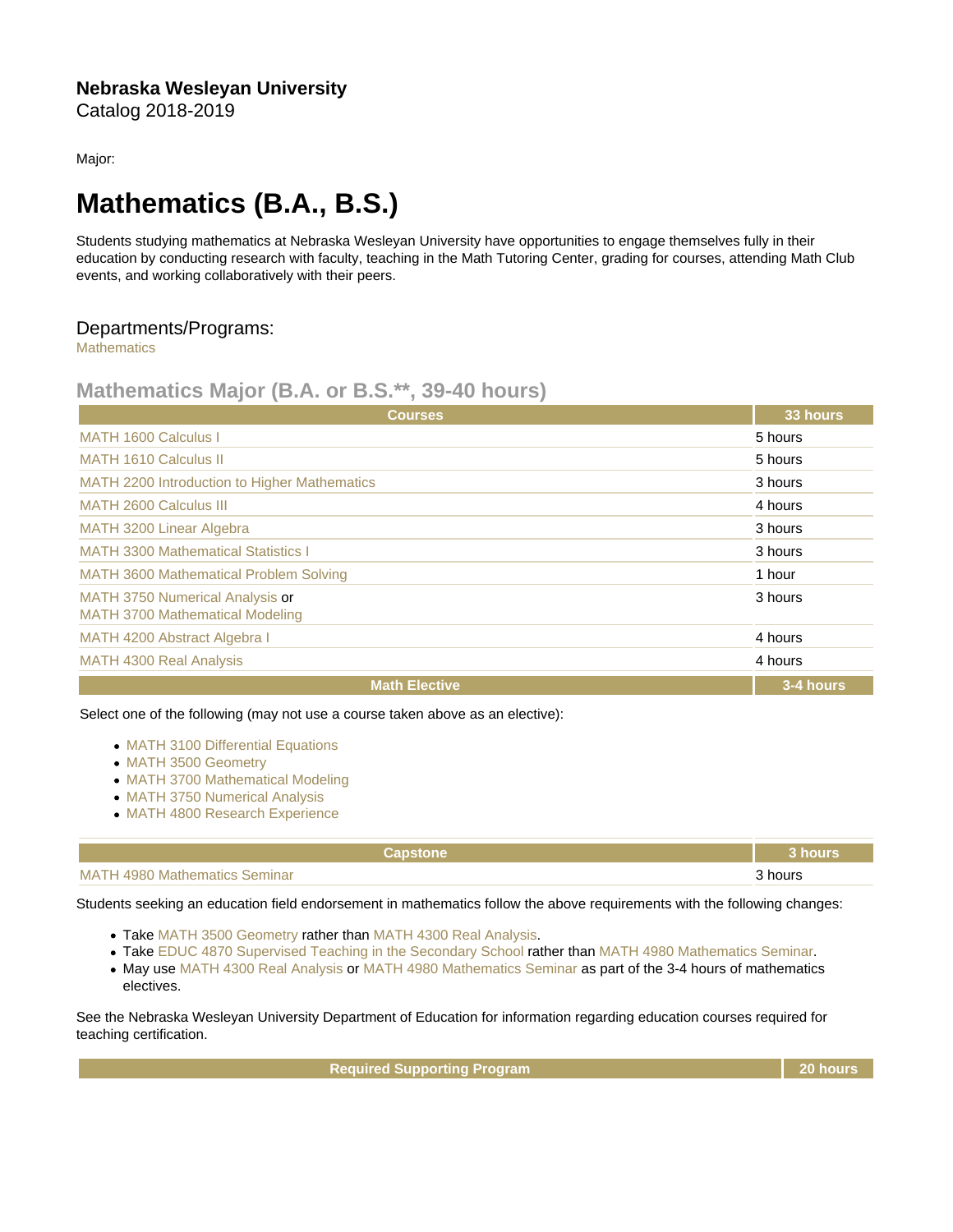**Nebraska Wesleyan University**
Catalog 2018-2019

Major:

# Mathematics (B.A., B.S.)

Students studying mathematics at Nebraska Wesleyan University have opportunities to engage themselves fully in their education by conducting research with faculty, teaching in the Math Tutoring Center, grading for courses, attending Math Club events, and working collaboratively with their peers.

## Departments/Programs:

Mathematics

## Mathematics Major (B.A. or B.S.**, 39-40 hours)

| Courses | 33 hours |
| --- | --- |
| MATH 1600 Calculus I | 5 hours |
| MATH 1610 Calculus II | 5 hours |
| MATH 2200 Introduction to Higher Mathematics | 3 hours |
| MATH 2600 Calculus III | 4 hours |
| MATH 3200 Linear Algebra | 3 hours |
| MATH 3300 Mathematical Statistics I | 3 hours |
| MATH 3600 Mathematical Problem Solving | 1 hour |
| MATH 3750 Numerical Analysis or MATH 3700 Mathematical Modeling | 3 hours |
| MATH 4200 Abstract Algebra I | 4 hours |
| MATH 4300 Real Analysis | 4 hours |

| Math Elective | 3-4 hours |
| --- | --- |

Select one of the following (may not use a course taken above as an elective):

- MATH 3100 Differential Equations
- MATH 3500 Geometry
- MATH 3700 Mathematical Modeling
- MATH 3750 Numerical Analysis
- MATH 4800 Research Experience

| Capstone | 3 hours |
| --- | --- |
| MATH 4980 Mathematics Seminar | 3 hours |

Students seeking an education field endorsement in mathematics follow the above requirements with the following changes:

- Take MATH 3500 Geometry rather than MATH 4300 Real Analysis.
- Take EDUC 4870 Supervised Teaching in the Secondary School rather than MATH 4980 Mathematics Seminar.
- May use MATH 4300 Real Analysis or MATH 4980 Mathematics Seminar as part of the 3-4 hours of mathematics electives.

See the Nebraska Wesleyan University Department of Education for information regarding education courses required for teaching certification.

| Required Supporting Program | 20 hours |
| --- | --- |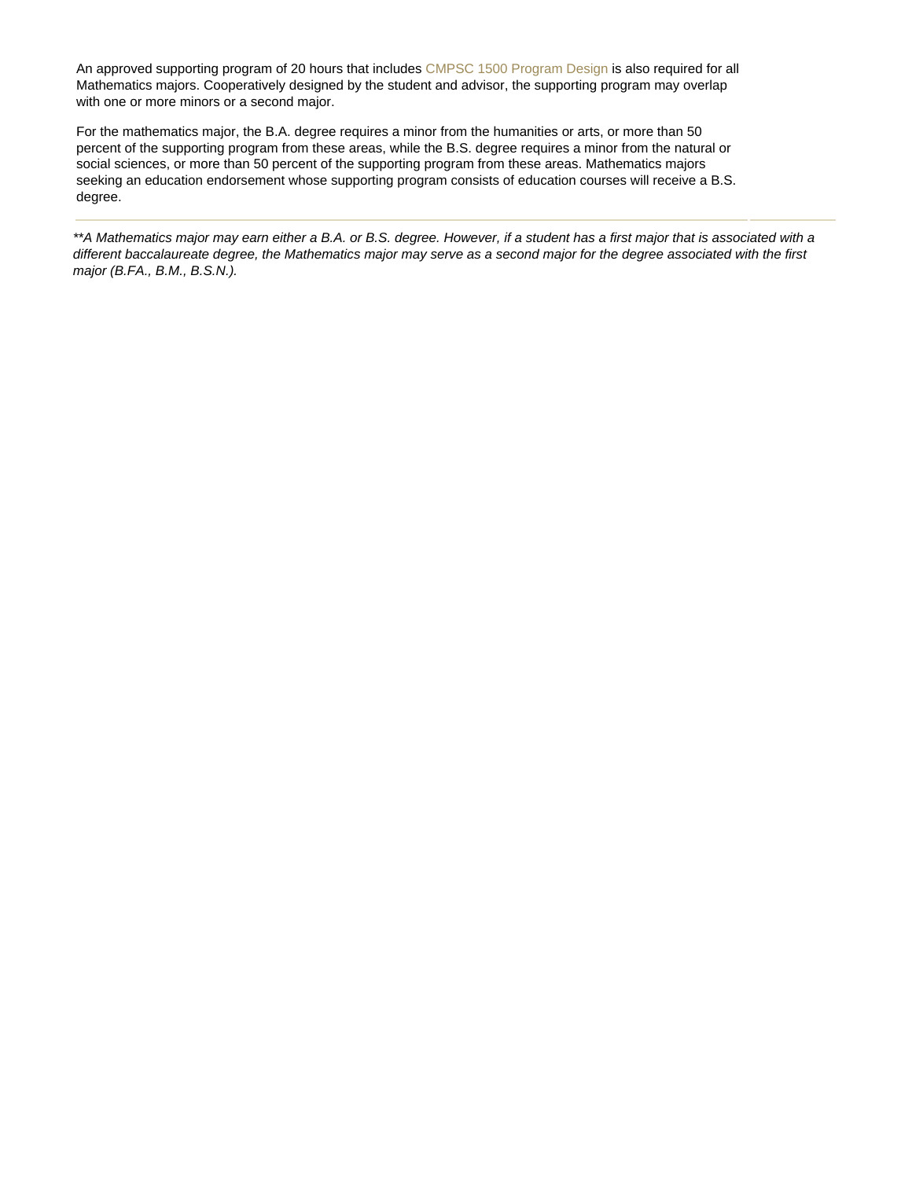An approved supporting program of 20 hours that includes CMPSC 1500 Program Design is also required for all Mathematics majors. Cooperatively designed by the student and advisor, the supporting program may overlap with one or more minors or a second major.

For the mathematics major, the B.A. degree requires a minor from the humanities or arts, or more than 50 percent of the supporting program from these areas, while the B.S. degree requires a minor from the natural or social sciences, or more than 50 percent of the supporting program from these areas. Mathematics majors seeking an education endorsement whose supporting program consists of education courses will receive a B.S. degree.

---

*\*\*A Mathematics major may earn either a B.A. or B.S. degree. However, if a student has a first major that is associated with a different baccalaureate degree, the Mathematics major may serve as a second major for the degree associated with the first major (B.FA., B.M., B.S.N.).*